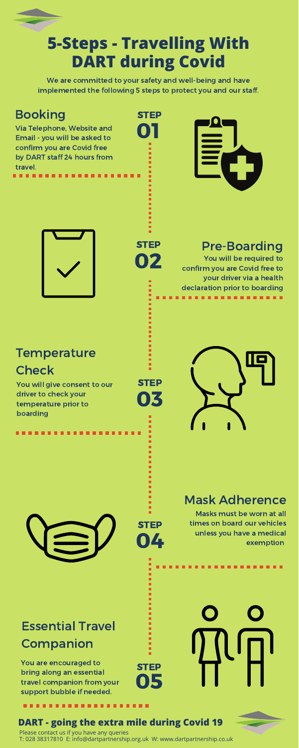# 5-Steps - Travelling With DART during Covid

We are committed to your safety and well-being and have implemented the following 5 steps to protect you and our staff.

## STEP 01

### Booking

Via Telephone, Website and Email - you will be asked to confirm you are Covid free by DART staff 24 hours from travel.

## STEP 02

### Pre-Boarding

You will be required to confirm you are Covid free to your driver via a health declaration prior to boarding

## STEP 03

### Temperature Check

You will give consent to our driver to check your temperature prior to boarding

## STEP 04

### Mask Adherence

Masks must be worn at all times on board our vehicles unless you have a medical exemption

## STEP 05

### Essential Travel Companion

You are encouraged to bring along an essential travel companion from your support bubble if needed.

**DART - going the extra mile during Covid 19**

Please contact us if you have any queries
T: 028 38317810 E: info@dartpartnership.org.uk W: www.dartpartnership.co.uk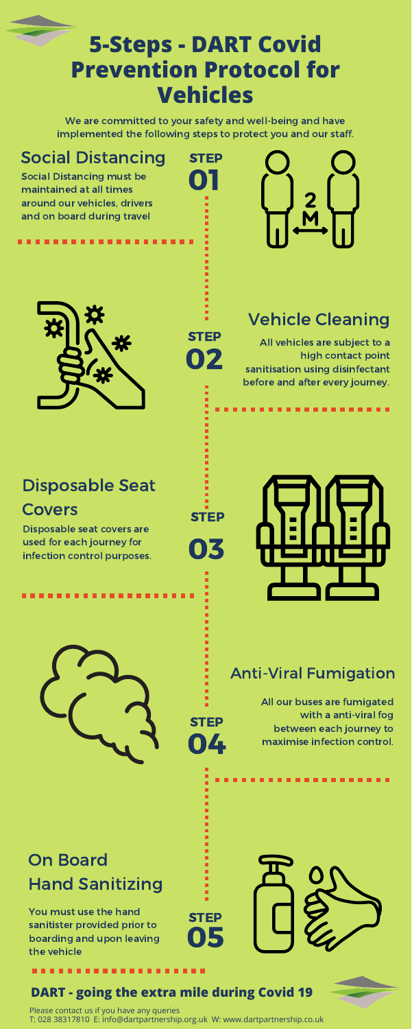# 5-Steps - DART Covid Prevention Protocol for Vehicles

We are committed to your safety and well-being and have implemented the following steps to protect you and our staff.

## STEP 01 — Social Distancing

Social Distancing must be maintained at all times around our vehicles, drivers and on board during travel

2 M

## STEP 02 — Vehicle Cleaning

All vehicles are subject to a high contact point sanitisation using disinfectant before and after every journey.

## STEP 03 — Disposable Seat Covers

Disposable seat covers are used for each journey for infection control purposes.

## STEP 04 — Anti-Viral Fumigation

All our buses are fumigated with a anti-viral fog between each journey to maximise infection control.

## STEP 05 — On Board Hand Sanitizing

You must use the hand sanitister provided prior to boarding and upon leaving the vehicle

**DART - going the extra mile during Covid 19**

Please contact us if you have any queries
T: 028 38317810 E: info@dartpartnership.org.uk W: www.dartpartnership.co.uk